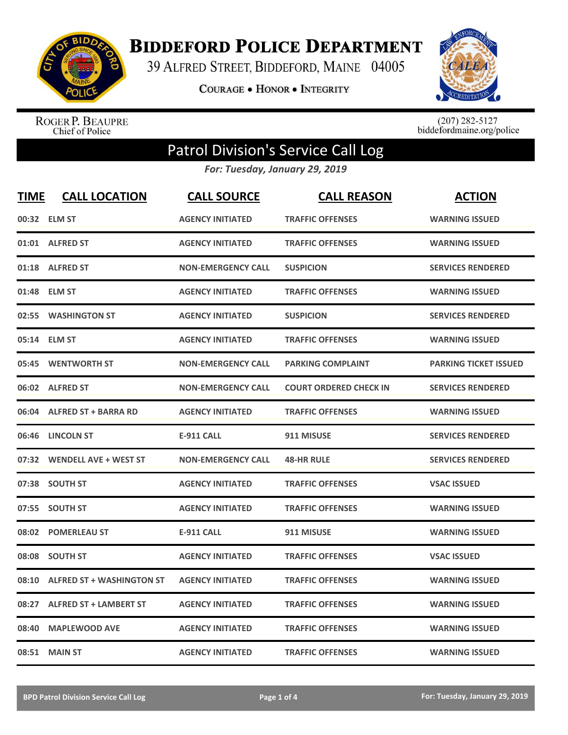# BIDDEFORD POLICE DEPARTMENT

39 ALFRED STREET, BIDDEFORD, MAINE 04005

COURAGE • HONOR • INTEGRITY

ROGER P. BEAUPRE
Chief of Police

(207) 282-5127
biddefordmaine.org/police

## Patrol Division's Service Call Log

*For: Tuesday, January 29, 2019*

| TIME | CALL LOCATION | CALL SOURCE | CALL REASON | ACTION |
|---|---|---|---|---|
| 00:32 | ELM ST | AGENCY INITIATED | TRAFFIC OFFENSES | WARNING ISSUED |
| 01:01 | ALFRED ST | AGENCY INITIATED | TRAFFIC OFFENSES | WARNING ISSUED |
| 01:18 | ALFRED ST | NON-EMERGENCY CALL | SUSPICION | SERVICES RENDERED |
| 01:48 | ELM ST | AGENCY INITIATED | TRAFFIC OFFENSES | WARNING ISSUED |
| 02:55 | WASHINGTON ST | AGENCY INITIATED | SUSPICION | SERVICES RENDERED |
| 05:14 | ELM ST | AGENCY INITIATED | TRAFFIC OFFENSES | WARNING ISSUED |
| 05:45 | WENTWORTH ST | NON-EMERGENCY CALL | PARKING COMPLAINT | PARKING TICKET ISSUED |
| 06:02 | ALFRED ST | NON-EMERGENCY CALL | COURT ORDERED CHECK IN | SERVICES RENDERED |
| 06:04 | ALFRED ST + BARRA RD | AGENCY INITIATED | TRAFFIC OFFENSES | WARNING ISSUED |
| 06:46 | LINCOLN ST | E-911 CALL | 911 MISUSE | SERVICES RENDERED |
| 07:32 | WENDELL AVE + WEST ST | NON-EMERGENCY CALL | 48-HR RULE | SERVICES RENDERED |
| 07:38 | SOUTH ST | AGENCY INITIATED | TRAFFIC OFFENSES | VSAC ISSUED |
| 07:55 | SOUTH ST | AGENCY INITIATED | TRAFFIC OFFENSES | WARNING ISSUED |
| 08:02 | POMERLEAU ST | E-911 CALL | 911 MISUSE | WARNING ISSUED |
| 08:08 | SOUTH ST | AGENCY INITIATED | TRAFFIC OFFENSES | VSAC ISSUED |
| 08:10 | ALFRED ST + WASHINGTON ST | AGENCY INITIATED | TRAFFIC OFFENSES | WARNING ISSUED |
| 08:27 | ALFRED ST + LAMBERT ST | AGENCY INITIATED | TRAFFIC OFFENSES | WARNING ISSUED |
| 08:40 | MAPLEWOOD AVE | AGENCY INITIATED | TRAFFIC OFFENSES | WARNING ISSUED |
| 08:51 | MAIN ST | AGENCY INITIATED | TRAFFIC OFFENSES | WARNING ISSUED |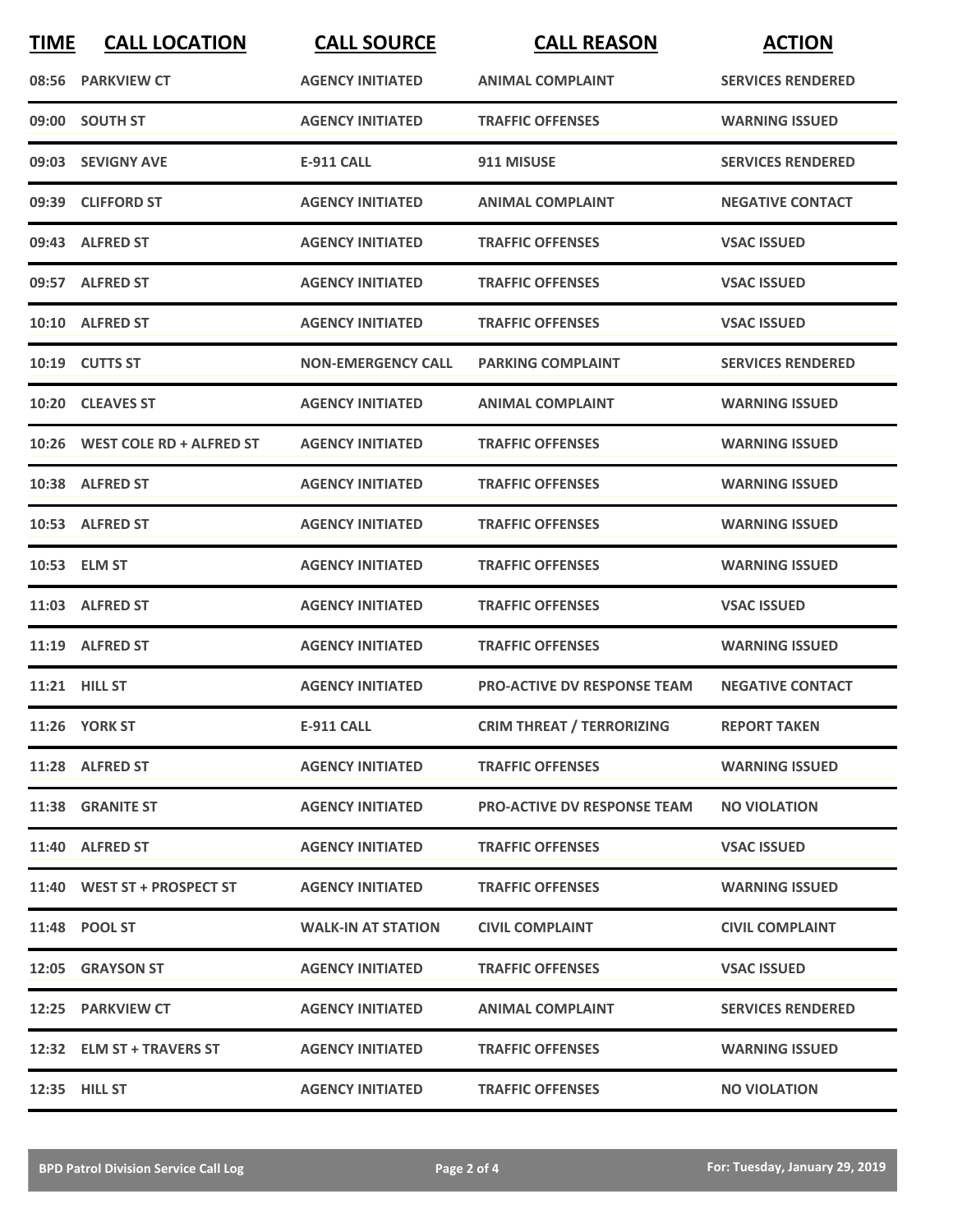| TIME | CALL LOCATION | CALL SOURCE | CALL REASON | ACTION |
|---|---|---|---|---|
| 08:56 | PARKVIEW CT | AGENCY INITIATED | ANIMAL COMPLAINT | SERVICES RENDERED |
| 09:00 | SOUTH ST | AGENCY INITIATED | TRAFFIC OFFENSES | WARNING ISSUED |
| 09:03 | SEVIGNY AVE | E-911 CALL | 911 MISUSE | SERVICES RENDERED |
| 09:39 | CLIFFORD ST | AGENCY INITIATED | ANIMAL COMPLAINT | NEGATIVE CONTACT |
| 09:43 | ALFRED ST | AGENCY INITIATED | TRAFFIC OFFENSES | VSAC ISSUED |
| 09:57 | ALFRED ST | AGENCY INITIATED | TRAFFIC OFFENSES | VSAC ISSUED |
| 10:10 | ALFRED ST | AGENCY INITIATED | TRAFFIC OFFENSES | VSAC ISSUED |
| 10:19 | CUTTS ST | NON-EMERGENCY CALL | PARKING COMPLAINT | SERVICES RENDERED |
| 10:20 | CLEAVES ST | AGENCY INITIATED | ANIMAL COMPLAINT | WARNING ISSUED |
| 10:26 | WEST COLE RD + ALFRED ST | AGENCY INITIATED | TRAFFIC OFFENSES | WARNING ISSUED |
| 10:38 | ALFRED ST | AGENCY INITIATED | TRAFFIC OFFENSES | WARNING ISSUED |
| 10:53 | ALFRED ST | AGENCY INITIATED | TRAFFIC OFFENSES | WARNING ISSUED |
| 10:53 | ELM ST | AGENCY INITIATED | TRAFFIC OFFENSES | WARNING ISSUED |
| 11:03 | ALFRED ST | AGENCY INITIATED | TRAFFIC OFFENSES | VSAC ISSUED |
| 11:19 | ALFRED ST | AGENCY INITIATED | TRAFFIC OFFENSES | WARNING ISSUED |
| 11:21 | HILL ST | AGENCY INITIATED | PRO-ACTIVE DV RESPONSE TEAM | NEGATIVE CONTACT |
| 11:26 | YORK ST | E-911 CALL | CRIM THREAT / TERRORIZING | REPORT TAKEN |
| 11:28 | ALFRED ST | AGENCY INITIATED | TRAFFIC OFFENSES | WARNING ISSUED |
| 11:38 | GRANITE ST | AGENCY INITIATED | PRO-ACTIVE DV RESPONSE TEAM | NO VIOLATION |
| 11:40 | ALFRED ST | AGENCY INITIATED | TRAFFIC OFFENSES | VSAC ISSUED |
| 11:40 | WEST ST + PROSPECT ST | AGENCY INITIATED | TRAFFIC OFFENSES | WARNING ISSUED |
| 11:48 | POOL ST | WALK-IN AT STATION | CIVIL COMPLAINT | CIVIL COMPLAINT |
| 12:05 | GRAYSON ST | AGENCY INITIATED | TRAFFIC OFFENSES | VSAC ISSUED |
| 12:25 | PARKVIEW CT | AGENCY INITIATED | ANIMAL COMPLAINT | SERVICES RENDERED |
| 12:32 | ELM ST + TRAVERS ST | AGENCY INITIATED | TRAFFIC OFFENSES | WARNING ISSUED |
| 12:35 | HILL ST | AGENCY INITIATED | TRAFFIC OFFENSES | NO VIOLATION |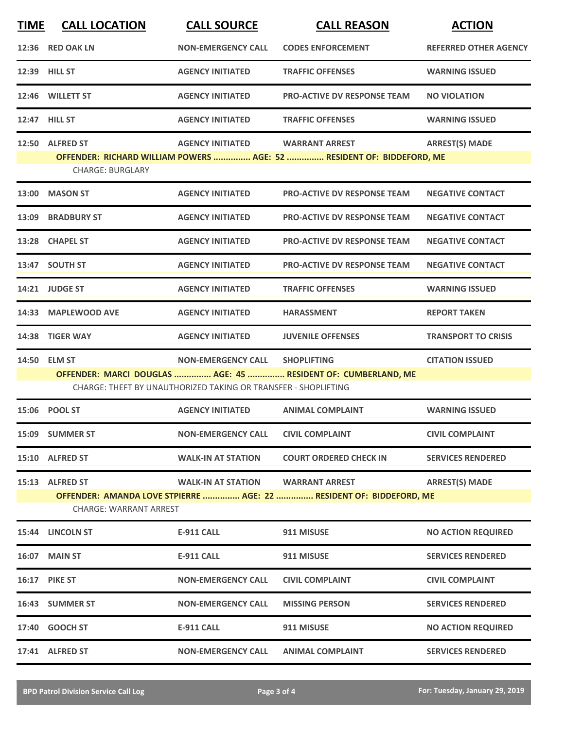| TIME | CALL LOCATION | CALL SOURCE | CALL REASON | ACTION |
|---|---|---|---|---|
| 12:36 | RED OAK LN | NON-EMERGENCY CALL | CODES ENFORCEMENT | REFERRED OTHER AGENCY |
| 12:39 | HILL ST | AGENCY INITIATED | TRAFFIC OFFENSES | WARNING ISSUED |
| 12:46 | WILLETT ST | AGENCY INITIATED | PRO-ACTIVE DV RESPONSE TEAM | NO VIOLATION |
| 12:47 | HILL ST | AGENCY INITIATED | TRAFFIC OFFENSES | WARNING ISSUED |
| 12:50 | ALFRED ST | AGENCY INITIATED | WARRANT ARREST | ARREST(S) MADE |

**OFFENDER: RICHARD WILLIAM POWERS ............... AGE: 52 ............... RESIDENT OF: BIDDEFORD, ME**

CHARGE: BURGLARY

| TIME | CALL LOCATION | CALL SOURCE | CALL REASON | ACTION |
|---|---|---|---|---|
| 13:00 | MASON ST | AGENCY INITIATED | PRO-ACTIVE DV RESPONSE TEAM | NEGATIVE CONTACT |
| 13:09 | BRADBURY ST | AGENCY INITIATED | PRO-ACTIVE DV RESPONSE TEAM | NEGATIVE CONTACT |
| 13:28 | CHAPEL ST | AGENCY INITIATED | PRO-ACTIVE DV RESPONSE TEAM | NEGATIVE CONTACT |
| 13:47 | SOUTH ST | AGENCY INITIATED | PRO-ACTIVE DV RESPONSE TEAM | NEGATIVE CONTACT |
| 14:21 | JUDGE ST | AGENCY INITIATED | TRAFFIC OFFENSES | WARNING ISSUED |
| 14:33 | MAPLEWOOD AVE | AGENCY INITIATED | HARASSMENT | REPORT TAKEN |
| 14:38 | TIGER WAY | AGENCY INITIATED | JUVENILE OFFENSES | TRANSPORT TO CRISIS |
| 14:50 | ELM ST | NON-EMERGENCY CALL | SHOPLIFTING | CITATION ISSUED |

**OFFENDER: MARCI DOUGLAS ............... AGE: 45 ............... RESIDENT OF: CUMBERLAND, ME**

CHARGE: THEFT BY UNAUTHORIZED TAKING OR TRANSFER - SHOPLIFTING

| TIME | CALL LOCATION | CALL SOURCE | CALL REASON | ACTION |
|---|---|---|---|---|
| 15:06 | POOL ST | AGENCY INITIATED | ANIMAL COMPLAINT | WARNING ISSUED |
| 15:09 | SUMMER ST | NON-EMERGENCY CALL | CIVIL COMPLAINT | CIVIL COMPLAINT |
| 15:10 | ALFRED ST | WALK-IN AT STATION | COURT ORDERED CHECK IN | SERVICES RENDERED |
| 15:13 | ALFRED ST | WALK-IN AT STATION | WARRANT ARREST | ARREST(S) MADE |

**OFFENDER: AMANDA LOVE STPIERRE ............... AGE: 22 ............... RESIDENT OF: BIDDEFORD, ME**

CHARGE: WARRANT ARREST

| TIME | CALL LOCATION | CALL SOURCE | CALL REASON | ACTION |
|---|---|---|---|---|
| 15:44 | LINCOLN ST | E-911 CALL | 911 MISUSE | NO ACTION REQUIRED |
| 16:07 | MAIN ST | E-911 CALL | 911 MISUSE | SERVICES RENDERED |
| 16:17 | PIKE ST | NON-EMERGENCY CALL | CIVIL COMPLAINT | CIVIL COMPLAINT |
| 16:43 | SUMMER ST | NON-EMERGENCY CALL | MISSING PERSON | SERVICES RENDERED |
| 17:40 | GOOCH ST | E-911 CALL | 911 MISUSE | NO ACTION REQUIRED |
| 17:41 | ALFRED ST | NON-EMERGENCY CALL | ANIMAL COMPLAINT | SERVICES RENDERED |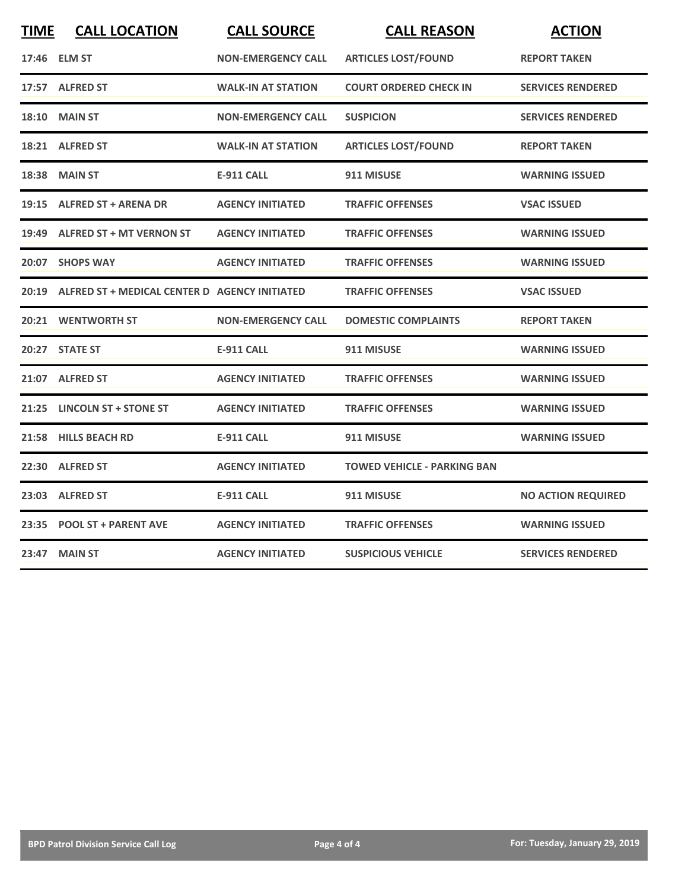| TIME | CALL LOCATION | CALL SOURCE | CALL REASON | ACTION |
|---|---|---|---|---|
| 17:46 | ELM ST | NON-EMERGENCY CALL | ARTICLES LOST/FOUND | REPORT TAKEN |
| 17:57 | ALFRED ST | WALK-IN AT STATION | COURT ORDERED CHECK IN | SERVICES RENDERED |
| 18:10 | MAIN ST | NON-EMERGENCY CALL | SUSPICION | SERVICES RENDERED |
| 18:21 | ALFRED ST | WALK-IN AT STATION | ARTICLES LOST/FOUND | REPORT TAKEN |
| 18:38 | MAIN ST | E-911 CALL | 911 MISUSE | WARNING ISSUED |
| 19:15 | ALFRED ST + ARENA DR | AGENCY INITIATED | TRAFFIC OFFENSES | VSAC ISSUED |
| 19:49 | ALFRED ST + MT VERNON ST | AGENCY INITIATED | TRAFFIC OFFENSES | WARNING ISSUED |
| 20:07 | SHOPS WAY | AGENCY INITIATED | TRAFFIC OFFENSES | WARNING ISSUED |
| 20:19 | ALFRED ST + MEDICAL CENTER D | AGENCY INITIATED | TRAFFIC OFFENSES | VSAC ISSUED |
| 20:21 | WENTWORTH ST | NON-EMERGENCY CALL | DOMESTIC COMPLAINTS | REPORT TAKEN |
| 20:27 | STATE ST | E-911 CALL | 911 MISUSE | WARNING ISSUED |
| 21:07 | ALFRED ST | AGENCY INITIATED | TRAFFIC OFFENSES | WARNING ISSUED |
| 21:25 | LINCOLN ST + STONE ST | AGENCY INITIATED | TRAFFIC OFFENSES | WARNING ISSUED |
| 21:58 | HILLS BEACH RD | E-911 CALL | 911 MISUSE | WARNING ISSUED |
| 22:30 | ALFRED ST | AGENCY INITIATED | TOWED VEHICLE - PARKING BAN | |
| 23:03 | ALFRED ST | E-911 CALL | 911 MISUSE | NO ACTION REQUIRED |
| 23:35 | POOL ST + PARENT AVE | AGENCY INITIATED | TRAFFIC OFFENSES | WARNING ISSUED |
| 23:47 | MAIN ST | AGENCY INITIATED | SUSPICIOUS VEHICLE | SERVICES RENDERED |